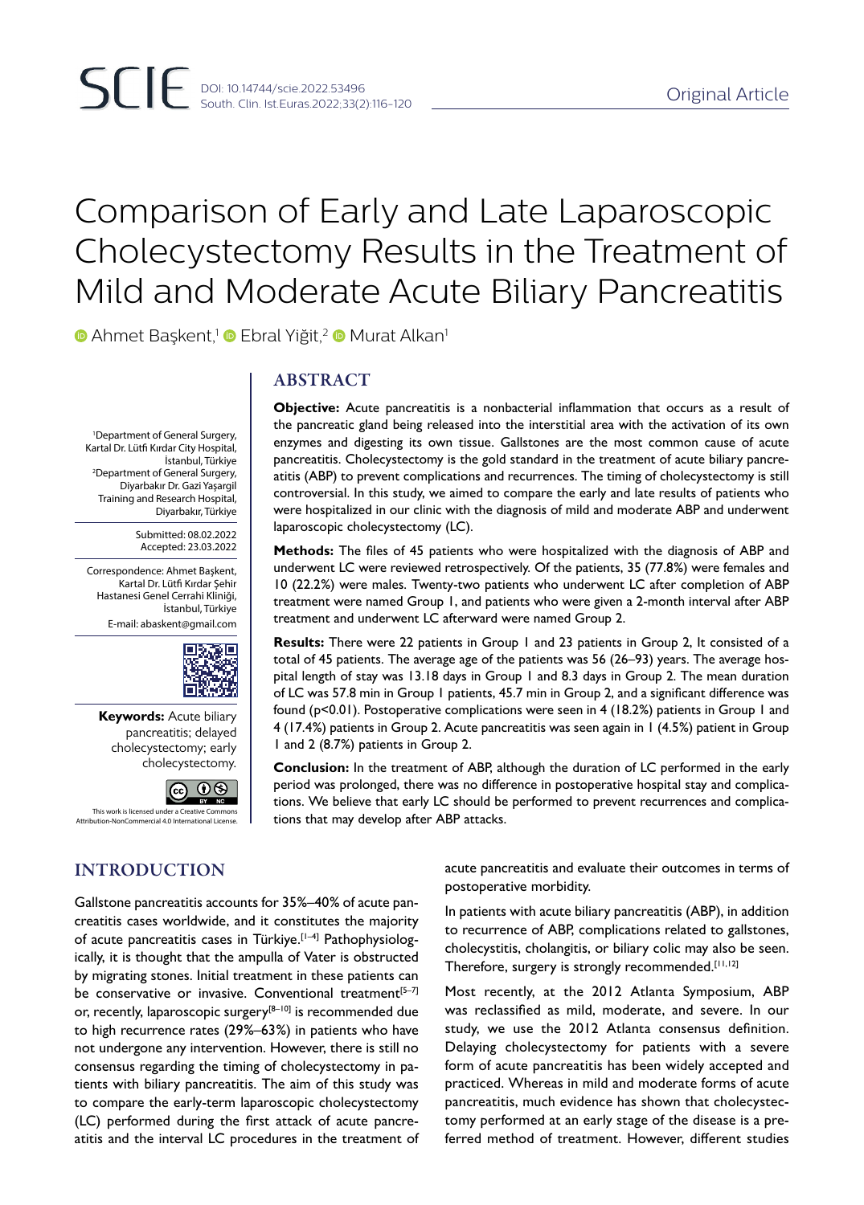# Comparison of Early and Late Laparoscopic Cholecystectomy Results in the Treatment of Mild and Moderate Acute Biliary Pancreatitis

Ahmet Başkent,[1] Ebral Yiğit,[2] Murat Alkan[1]

[1]Department of General Surgery, Kartal Dr. Lütfi Kırdar City Hospital, İstanbul, Türkiye
[2]Department of General Surgery, Diyarbakır Dr. Gazi Yaşargil Training and Research Hospital, Diyarbakır, Türkiye

Submitted: 08.02.2022
Accepted: 23.03.2022

Correspondence: Ahmet Başkent, Kartal Dr. Lütfi Kırdar Şehir Hastanesi Genel Cerrahi Kliniği, İstanbul, Türkiye
E-mail: abaskent@gmail.com

**Keywords:** Acute biliary pancreatitis; delayed cholecystectomy; early cholecystectomy.

This work is licensed under a Creative Commons Attribution-NonCommercial 4.0 International License.

## ABSTRACT

**Objective:** Acute pancreatitis is a nonbacterial inflammation that occurs as a result of the pancreatic gland being released into the interstitial area with the activation of its own enzymes and digesting its own tissue. Gallstones are the most common cause of acute pancreatitis. Cholecystectomy is the gold standard in the treatment of acute biliary pancreatitis (ABP) to prevent complications and recurrences. The timing of cholecystectomy is still controversial. In this study, we aimed to compare the early and late results of patients who were hospitalized in our clinic with the diagnosis of mild and moderate ABP and underwent laparoscopic cholecystectomy (LC).

**Methods:** The files of 45 patients who were hospitalized with the diagnosis of ABP and underwent LC were reviewed retrospectively. Of the patients, 35 (77.8%) were females and 10 (22.2%) were males. Twenty-two patients who underwent LC after completion of ABP treatment were named Group 1, and patients who were given a 2-month interval after ABP treatment and underwent LC afterward were named Group 2.

**Results:** There were 22 patients in Group 1 and 23 patients in Group 2, It consisted of a total of 45 patients. The average age of the patients was 56 (26–93) years. The average hospital length of stay was 13.18 days in Group 1 and 8.3 days in Group 2. The mean duration of LC was 57.8 min in Group 1 patients, 45.7 min in Group 2, and a significant difference was found ($p<0.01$). Postoperative complications were seen in 4 (18.2%) patients in Group 1 and 4 (17.4%) patients in Group 2. Acute pancreatitis was seen again in 1 (4.5%) patient in Group 1 and 2 (8.7%) patients in Group 2.

**Conclusion:** In the treatment of ABP, although the duration of LC performed in the early period was prolonged, there was no difference in postoperative hospital stay and complications. We believe that early LC should be performed to prevent recurrences and complications that may develop after ABP attacks.

## INTRODUCTION

Gallstone pancreatitis accounts for 35%–40% of acute pancreatitis cases worldwide, and it constitutes the majority of acute pancreatitis cases in Türkiye.[1–4] Pathophysiologically, it is thought that the ampulla of Vater is obstructed by migrating stones. Initial treatment in these patients can be conservative or invasive. Conventional treatment[5–7] or, recently, laparoscopic surgery[8–10] is recommended due to high recurrence rates (29%–63%) in patients who have not undergone any intervention. However, there is still no consensus regarding the timing of cholecystectomy in patients with biliary pancreatitis. The aim of this study was to compare the early-term laparoscopic cholecystectomy (LC) performed during the first attack of acute pancreatitis and the interval LC procedures in the treatment of acute pancreatitis and evaluate their outcomes in terms of postoperative morbidity.

In patients with acute biliary pancreatitis (ABP), in addition to recurrence of ABP, complications related to gallstones, cholecystitis, cholangitis, or biliary colic may also be seen. Therefore, surgery is strongly recommended.[11,12]

Most recently, at the 2012 Atlanta Symposium, ABP was reclassified as mild, moderate, and severe. In our study, we use the 2012 Atlanta consensus definition. Delaying cholecystectomy for patients with a severe form of acute pancreatitis has been widely accepted and practiced. Whereas in mild and moderate forms of acute pancreatitis, much evidence has shown that cholecystectomy performed at an early stage of the disease is a preferred method of treatment. However, different studies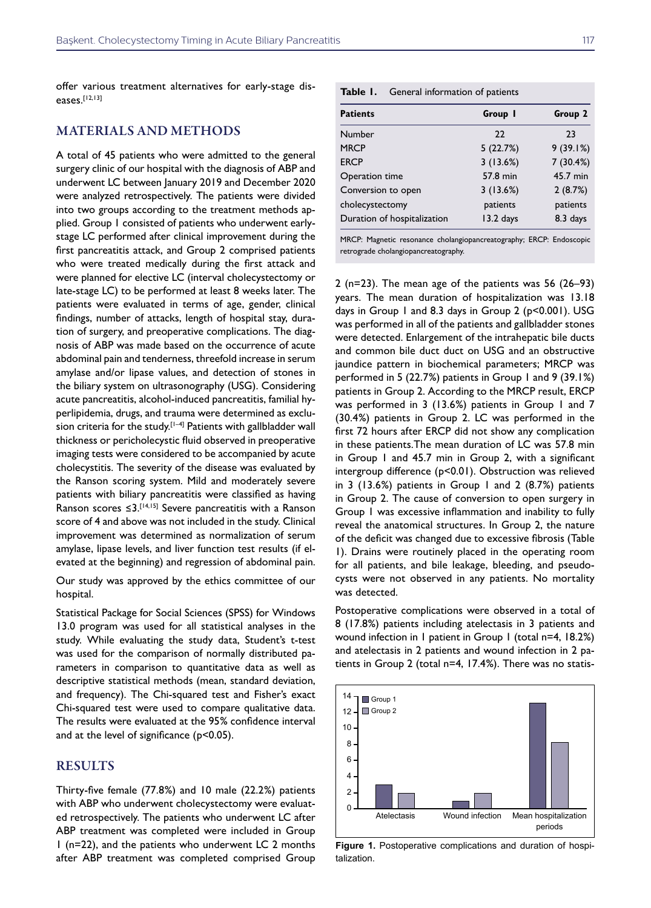offer various treatment alternatives for early-stage diseases.[12,13]

## MATERIALS AND METHODS

A total of 45 patients who were admitted to the general surgery clinic of our hospital with the diagnosis of ABP and underwent LC between January 2019 and December 2020 were analyzed retrospectively. The patients were divided into two groups according to the treatment methods applied. Group 1 consisted of patients who underwent early-stage LC performed after clinical improvement during the first pancreatitis attack, and Group 2 comprised patients who were treated medically during the first attack and were planned for elective LC (interval cholecystectomy or late-stage LC) to be performed at least 8 weeks later. The patients were evaluated in terms of age, gender, clinical findings, number of attacks, length of hospital stay, duration of surgery, and preoperative complications. The diagnosis of ABP was made based on the occurrence of acute abdominal pain and tenderness, threefold increase in serum amylase and/or lipase values, and detection of stones in the biliary system on ultrasonography (USG). Considering acute pancreatitis, alcohol-induced pancreatitis, familial hyperlipidemia, drugs, and trauma were determined as exclusion criteria for the study.[1–4] Patients with gallbladder wall thickness or pericholecystic fluid observed in preoperative imaging tests were considered to be accompanied by acute cholecystitis. The severity of the disease was evaluated by the Ranson scoring system. Mild and moderately severe patients with biliary pancreatitis were classified as having Ranson scores ≤3.[14,15] Severe pancreatitis with a Ranson score of 4 and above was not included in the study. Clinical improvement was determined as normalization of serum amylase, lipase levels, and liver function test results (if elevated at the beginning) and regression of abdominal pain.

Our study was approved by the ethics committee of our hospital.

Statistical Package for Social Sciences (SPSS) for Windows 13.0 program was used for all statistical analyses in the study. While evaluating the study data, Student's t-test was used for the comparison of normally distributed parameters in comparison to quantitative data as well as descriptive statistical methods (mean, standard deviation, and frequency). The Chi-squared test and Fisher's exact Chi-squared test were used to compare qualitative data. The results were evaluated at the 95% confidence interval and at the level of significance ($p<0.05$).

## RESULTS

Thirty-five female (77.8%) and 10 male (22.2%) patients with ABP who underwent cholecystectomy were evaluated retrospectively. The patients who underwent LC after ABP treatment was completed were included in Group 1 (n=22), and the patients who underwent LC 2 months after ABP treatment was completed comprised Group 2 (n=23). The mean age of the patients was 56 (26–93) years. The mean duration of hospitalization was 13.18 days in Group 1 and 8.3 days in Group 2 ($p<0.001$). USG was performed in all of the patients and gallbladder stones were detected. Enlargement of the intrahepatic bile ducts and common bile duct duct on USG and an obstructive jaundice pattern in biochemical parameters; MRCP was performed in 5 (22.7%) patients in Group 1 and 9 (39.1%) patients in Group 2. According to the MRCP result, ERCP was performed in 3 (13.6%) patients in Group 1 and 7 (30.4%) patients in Group 2. LC was performed in the first 72 hours after ERCP did not show any complication in these patients. The mean duration of LC was 57.8 min in Group 1 and 45.7 min in Group 2, with a significant intergroup difference ($p<0.01$). Obstruction was relieved in 3 (13.6%) patients in Group 1 and 2 (8.7%) patients in Group 2. The cause of conversion to open surgery in Group 1 was excessive inflammation and inability to fully reveal the anatomical structures. In Group 2, the nature of the deficit was changed due to excessive fibrosis (Table 1). Drains were routinely placed in the operating room for all patients, and bile leakage, bleeding, and pseudocysts were not observed in any patients. No mortality was detected.

Postoperative complications were observed in a total of 8 (17.8%) patients including atelectasis in 3 patients and wound infection in 1 patient in Group 1 (total n=4, 18.2%) and atelectasis in 2 patients and wound infection in 2 patients in Group 2 (total n=4, 17.4%). There was no statis-

**Table 1.** General information of patients

| Patients | Group 1 | Group 2 |
|---|---|---|
| Number | 22 | 23 |
| MRCP | 5 (22.7%) | 9 (39.1%) |
| ERCP | 3 (13.6%) | 7 (30.4%) |
| Operation time | 57.8 min | 45.7 min |
| Conversion to open cholecystectomy | 3 (13.6%) patients | 2 (8.7%) patients |
| Duration of hospitalization | 13.2 days | 8.3 days |

MRCP: Magnetic resonance cholangiopancreatography; ERCP: Endoscopic retrograde cholangiopancreatography.

**Figure 1.** Postoperative complications and duration of hospitalization.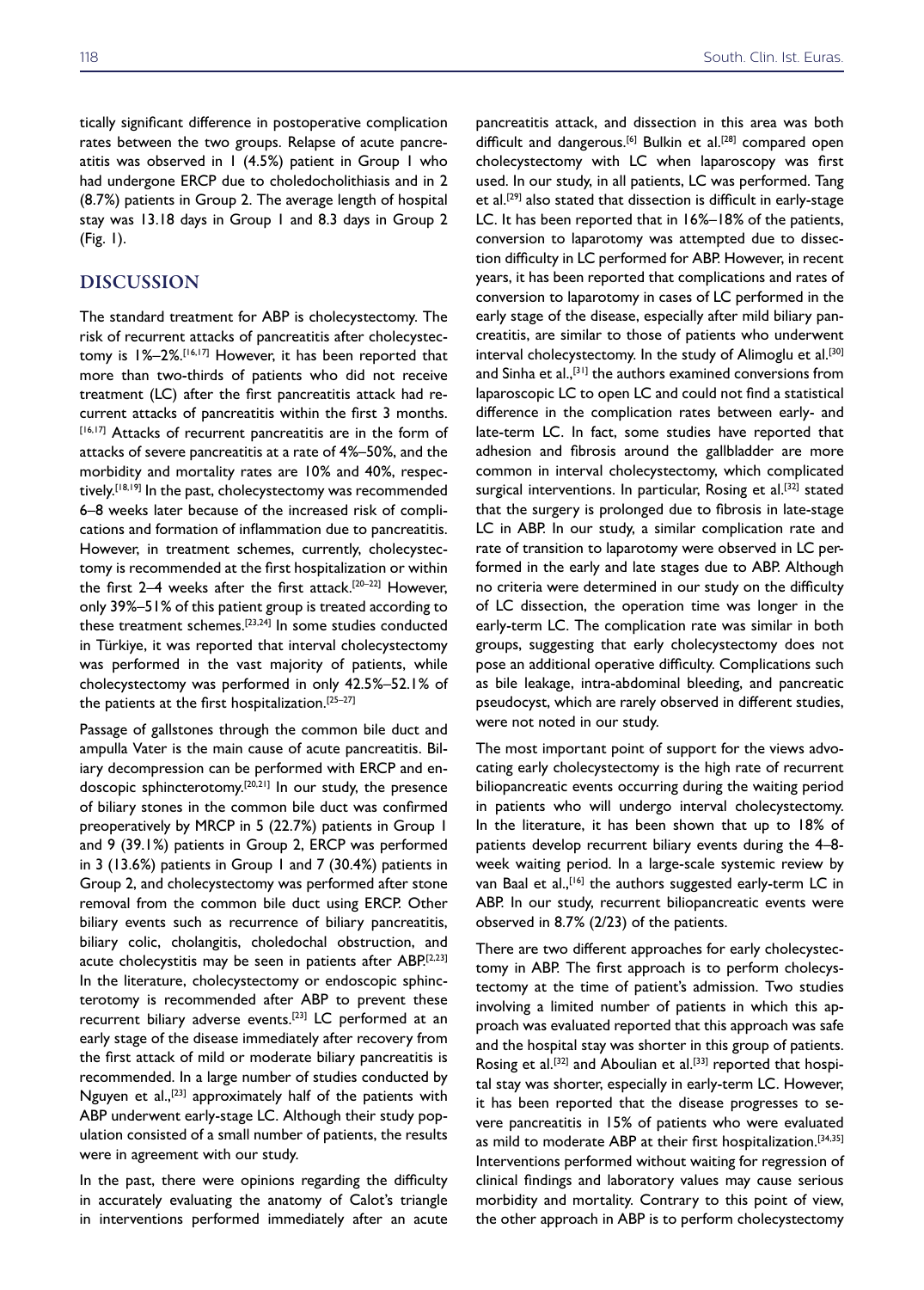tically significant difference in postoperative complication rates between the two groups. Relapse of acute pancreatitis was observed in 1 (4.5%) patient in Group 1 who had undergone ERCP due to choledocholithiasis and in 2 (8.7%) patients in Group 2. The average length of hospital stay was 13.18 days in Group 1 and 8.3 days in Group 2 (Fig. 1).

## DISCUSSION

The standard treatment for ABP is cholecystectomy. The risk of recurrent attacks of pancreatitis after cholecystectomy is 1%–2%.[16,17] However, it has been reported that more than two-thirds of patients who did not receive treatment (LC) after the first pancreatitis attack had recurrent attacks of pancreatitis within the first 3 months.[16,17] Attacks of recurrent pancreatitis are in the form of attacks of severe pancreatitis at a rate of 4%–50%, and the morbidity and mortality rates are 10% and 40%, respectively.[18,19] In the past, cholecystectomy was recommended 6–8 weeks later because of the increased risk of complications and formation of inflammation due to pancreatitis. However, in treatment schemes, currently, cholecystectomy is recommended at the first hospitalization or within the first 2–4 weeks after the first attack.[20–22] However, only 39%–51% of this patient group is treated according to these treatment schemes.[23,24] In some studies conducted in Türkiye, it was reported that interval cholecystectomy was performed in the vast majority of patients, while cholecystectomy was performed in only 42.5%–52.1% of the patients at the first hospitalization.[25–27]

Passage of gallstones through the common bile duct and ampulla Vater is the main cause of acute pancreatitis. Biliary decompression can be performed with ERCP and endoscopic sphincterotomy.[20,21] In our study, the presence of biliary stones in the common bile duct was confirmed preoperatively by MRCP in 5 (22.7%) patients in Group 1 and 9 (39.1%) patients in Group 2, ERCP was performed in 3 (13.6%) patients in Group 1 and 7 (30.4%) patients in Group 2, and cholecystectomy was performed after stone removal from the common bile duct using ERCP. Other biliary events such as recurrence of biliary pancreatitis, biliary colic, cholangitis, choledochal obstruction, and acute cholecystitis may be seen in patients after ABP.[2,23] In the literature, cholecystectomy or endoscopic sphincterotomy is recommended after ABP to prevent these recurrent biliary adverse events.[23] LC performed at an early stage of the disease immediately after recovery from the first attack of mild or moderate biliary pancreatitis is recommended. In a large number of studies conducted by Nguyen et al.,[23] approximately half of the patients with ABP underwent early-stage LC. Although their study population consisted of a small number of patients, the results were in agreement with our study.

In the past, there were opinions regarding the difficulty in accurately evaluating the anatomy of Calot's triangle in interventions performed immediately after an acute pancreatitis attack, and dissection in this area was both difficult and dangerous.[6] Bulkin et al.[28] compared open cholecystectomy with LC when laparoscopy was first used. In our study, in all patients, LC was performed. Tang et al.[29] also stated that dissection is difficult in early-stage LC. It has been reported that in 16%–18% of the patients, conversion to laparotomy was attempted due to dissection difficulty in LC performed for ABP. However, in recent years, it has been reported that complications and rates of conversion to laparotomy in cases of LC performed in the early stage of the disease, especially after mild biliary pancreatitis, are similar to those of patients who underwent interval cholecystectomy. In the study of Alimoglu et al.[30] and Sinha et al.,[31] the authors examined conversions from laparoscopic LC to open LC and could not find a statistical difference in the complication rates between early- and late-term LC. In fact, some studies have reported that adhesion and fibrosis around the gallbladder are more common in interval cholecystectomy, which complicated surgical interventions. In particular, Rosing et al.[32] stated that the surgery is prolonged due to fibrosis in late-stage LC in ABP. In our study, a similar complication rate and rate of transition to laparotomy were observed in LC performed in the early and late stages due to ABP. Although no criteria were determined in our study on the difficulty of LC dissection, the operation time was longer in the early-term LC. The complication rate was similar in both groups, suggesting that early cholecystectomy does not pose an additional operative difficulty. Complications such as bile leakage, intra-abdominal bleeding, and pancreatic pseudocyst, which are rarely observed in different studies, were not noted in our study.

The most important point of support for the views advocating early cholecystectomy is the high rate of recurrent biliopancreatic events occurring during the waiting period in patients who will undergo interval cholecystectomy. In the literature, it has been shown that up to 18% of patients develop recurrent biliary events during the 4–8-week waiting period. In a large-scale systemic review by van Baal et al.,[16] the authors suggested early-term LC in ABP. In our study, recurrent biliopancreatic events were observed in 8.7% (2/23) of the patients.

There are two different approaches for early cholecystectomy in ABP. The first approach is to perform cholecystectomy at the time of patient's admission. Two studies involving a limited number of patients in which this approach was evaluated reported that this approach was safe and the hospital stay was shorter in this group of patients. Rosing et al.[32] and Aboulian et al.[33] reported that hospital stay was shorter, especially in early-term LC. However, it has been reported that the disease progresses to severe pancreatitis in 15% of patients who were evaluated as mild to moderate ABP at their first hospitalization.[34,35] Interventions performed without waiting for regression of clinical findings and laboratory values may cause serious morbidity and mortality. Contrary to this point of view, the other approach in ABP is to perform cholecystectomy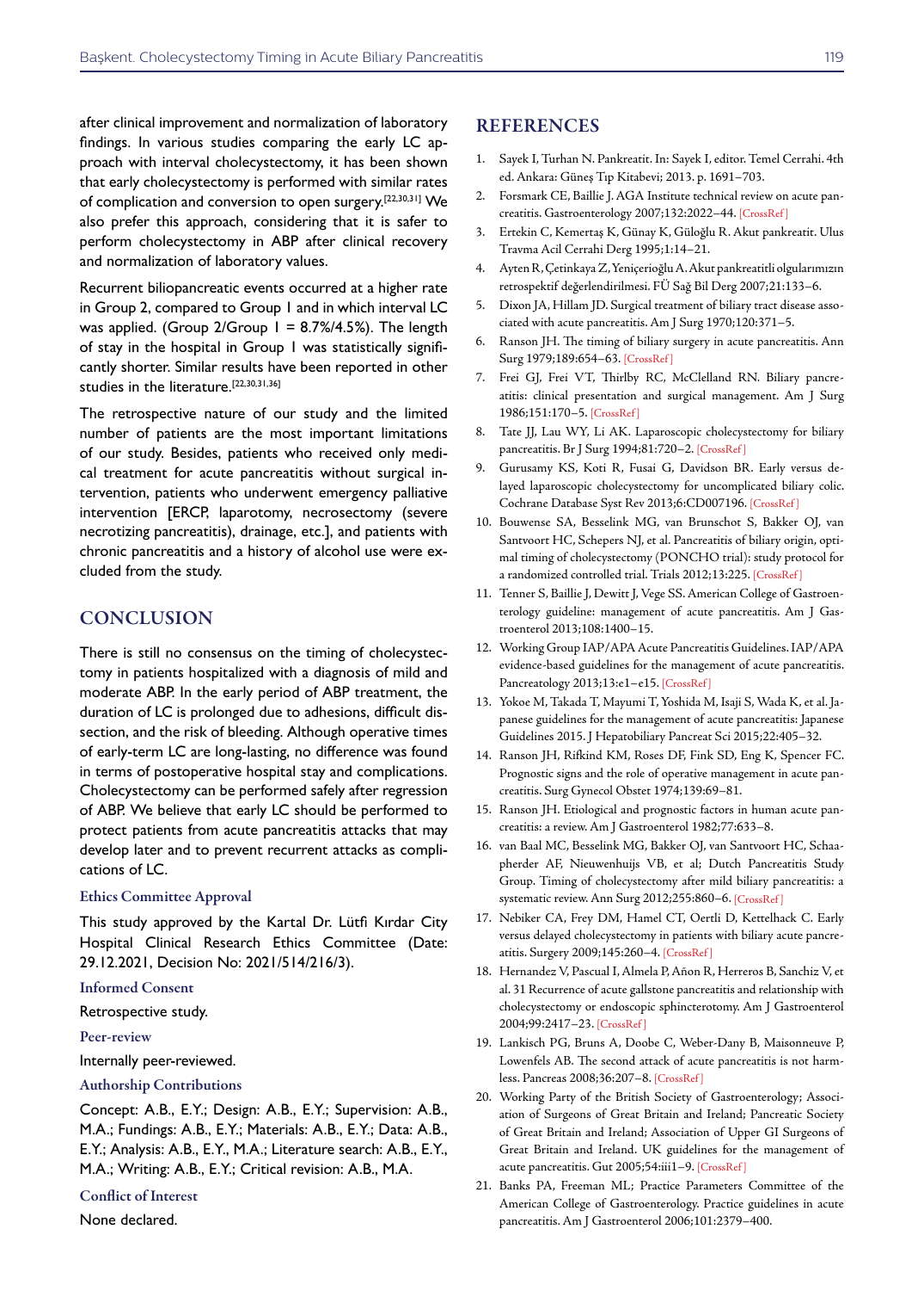after clinical improvement and normalization of laboratory findings. In various studies comparing the early LC approach with interval cholecystectomy, it has been shown that early cholecystectomy is performed with similar rates of complication and conversion to open surgery.[22,30,31] We also prefer this approach, considering that it is safer to perform cholecystectomy in ABP after clinical recovery and normalization of laboratory values.

Recurrent biliopancreatic events occurred at a higher rate in Group 2, compared to Group I and in which interval LC was applied. (Group 2/Group I = 8.7%/4.5%). The length of stay in the hospital in Group I was statistically significantly shorter. Similar results have been reported in other studies in the literature.[22,30,31,36]

The retrospective nature of our study and the limited number of patients are the most important limitations of our study. Besides, patients who received only medical treatment for acute pancreatitis without surgical intervention, patients who underwent emergency palliative intervention [ERCP, laparotomy, necrosectomy (severe necrotizing pancreatitis), drainage, etc.], and patients with chronic pancreatitis and a history of alcohol use were excluded from the study.

## CONCLUSION

There is still no consensus on the timing of cholecystectomy in patients hospitalized with a diagnosis of mild and moderate ABP. In the early period of ABP treatment, the duration of LC is prolonged due to adhesions, difficult dissection, and the risk of bleeding. Although operative times of early-term LC are long-lasting, no difference was found in terms of postoperative hospital stay and complications. Cholecystectomy can be performed safely after regression of ABP. We believe that early LC should be performed to protect patients from acute pancreatitis attacks that may develop later and to prevent recurrent attacks as complications of LC.

### Ethics Committee Approval

This study approved by the Kartal Dr. Lütfi Kırdar City Hospital Clinical Research Ethics Committee (Date: 29.12.2021, Decision No: 2021/514/216/3).

### Informed Consent

Retrospective study.

### Peer-review

Internally peer-reviewed.

### Authorship Contributions

Concept: A.B., E.Y.; Design: A.B., E.Y.; Supervision: A.B., M.A.; Fundings: A.B., E.Y.; Materials: A.B., E.Y.; Data: A.B., E.Y.; Analysis: A.B., E.Y., M.A.; Literature search: A.B., E.Y., M.A.; Writing: A.B., E.Y.; Critical revision: A.B., M.A.

### Conflict of Interest

None declared.

## REFERENCES

1. Sayek I, Turhan N. Pankreatit. In: Sayek I, editor. Temel Cerrahi. 4th ed. Ankara: Güneş Tıp Kitabevi; 2013. p. 1691–703.
2. Forsmark CE, Baillie J. AGA Institute technical review on acute pancreatitis. Gastroenterology 2007;132:2022–44. [CrossRef]
3. Ertekin C, Kemertaş K, Günay K, Güloğlu R. Akut pankreatit. Ulus Travma Acil Cerrahi Derg 1995;1:14–21.
4. Ayten R, Çetinkaya Z, Yeniçerioğlu A. Akut pankreatitli olgularımızın retrospektif değerlendirilmesi. FÜ Sağ Bil Derg 2007;21:133–6.
5. Dixon JA, Hillam JD. Surgical treatment of biliary tract disease associated with acute pancreatitis. Am J Surg 1970;120:371–5.
6. Ranson JH. The timing of biliary surgery in acute pancreatitis. Ann Surg 1979;189:654–63. [CrossRef]
7. Frei GJ, Frei VT, Thirlby RC, McClelland RN. Biliary pancreatitis: clinical presentation and surgical management. Am J Surg 1986;151:170–5. [CrossRef]
8. Tate JJ, Lau WY, Li AK. Laparoscopic cholecystectomy for biliary pancreatitis. Br J Surg 1994;81:720–2. [CrossRef]
9. Gurusamy KS, Koti R, Fusai G, Davidson BR. Early versus delayed laparoscopic cholecystectomy for uncomplicated biliary colic. Cochrane Database Syst Rev 2013;6:CD007196. [CrossRef]
10. Bouwense SA, Besselink MG, van Brunschot S, Bakker OJ, van Santvoort HC, Schepers NJ, et al. Pancreatitis of biliary origin, optimal timing of cholecystectomy (PONCHO trial): study protocol for a randomized controlled trial. Trials 2012;13:225. [CrossRef]
11. Tenner S, Baillie J, Dewitt J, Vege SS. American College of Gastroenterology guideline: management of acute pancreatitis. Am J Gastroenterol 2013;108:1400–15.
12. Working Group IAP/APA Acute Pancreatitis Guidelines. IAP/APA evidence-based guidelines for the management of acute pancreatitis. Pancreatology 2013;13:e1–e15. [CrossRef]
13. Yokoe M, Takada T, Mayumi T, Yoshida M, Isaji S, Wada K, et al. Japanese guidelines for the management of acute pancreatitis: Japanese Guidelines 2015. J Hepatobiliary Pancreat Sci 2015;22:405–32.
14. Ranson JH, Rifkind KM, Roses DF, Fink SD, Eng K, Spencer FC. Prognostic signs and the role of operative management in acute pancreatitis. Surg Gynecol Obstet 1974;139:69–81.
15. Ranson JH. Etiological and prognostic factors in human acute pancreatitis: a review. Am J Gastroenterol 1982;77:633–8.
16. van Baal MC, Besselink MG, Bakker OJ, van Santvoort HC, Schaapherder AF, Nieuwenhuijs VB, et al; Dutch Pancreatitis Study Group. Timing of cholecystectomy after mild biliary pancreatitis: a systematic review. Ann Surg 2012;255:860–6. [CrossRef]
17. Nebiker CA, Frey DM, Hamel CT, Oertli D, Kettelhack C. Early versus delayed cholecystectomy in patients with biliary acute pancreatitis. Surgery 2009;145:260–4. [CrossRef]
18. Hernandez V, Pascual I, Almela P, Añon R, Herreros B, Sanchiz V, et al. 31 Recurrence of acute gallstone pancreatitis and relationship with cholecystectomy or endoscopic sphincterotomy. Am J Gastroenterol 2004;99:2417–23. [CrossRef]
19. Lankisch PG, Bruns A, Doobe C, Weber-Dany B, Maisonneuve P, Lowenfels AB. The second attack of acute pancreatitis is not harmless. Pancreas 2008;36:207–8. [CrossRef]
20. Working Party of the British Society of Gastroenterology; Association of Surgeons of Great Britain and Ireland; Pancreatic Society of Great Britain and Ireland; Association of Upper GI Surgeons of Great Britain and Ireland. UK guidelines for the management of acute pancreatitis. Gut 2005;54:iii1–9. [CrossRef]
21. Banks PA, Freeman ML; Practice Parameters Committee of the American College of Gastroenterology. Practice guidelines in acute pancreatitis. Am J Gastroenterol 2006;101:2379–400.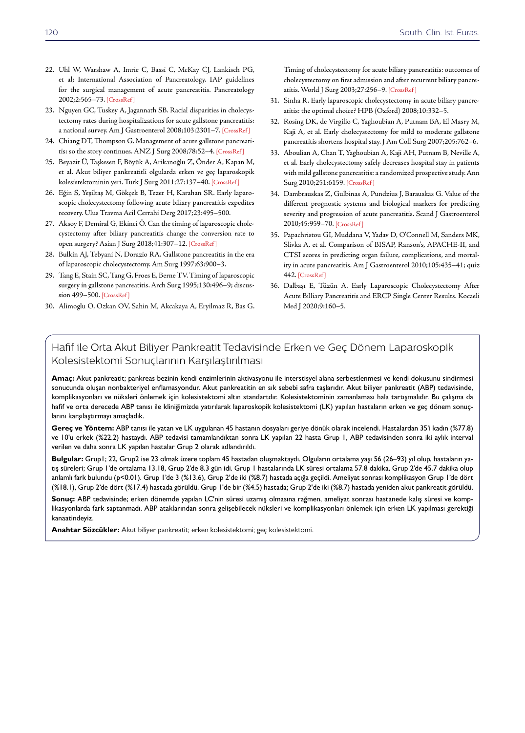22. Uhl W, Warshaw A, Imrie C, Bassi C, McKay CJ, Lankisch PG, et al; International Association of Pancreatology. IAP guidelines for the surgical management of acute pancreatitis. Pancreatology 2002;2:565–73. [CrossRef]
23. Nguyen GC, Tuskey A, Jagannath SB. Racial disparities in cholecystectomy rates during hospitalizations for acute gallstone pancreatitis: a national survey. Am J Gastroenterol 2008;103:2301–7. [CrossRef]
24. Chiang DT, Thompson G. Management of acute gallstone pancreatitis: so the story continues. ANZ J Surg 2008;78:52–4. [CrossRef]
25. Beyazit Ü, Taşkesen F, Böyük A, Arikanoğlu Z, Önder A, Kapan M, et al. Akut biliyer pankreatitli olgularda erken ve geç laparoskopik kolesistektominin yeri. Turk J Surg 2011;27:137–40. [CrossRef]
26. Eğin S, Yeşiltaş M, Gökçek B, Tezer H, Karahan SR. Early laparoscopic cholecystectomy following acute biliary pancreatitis expedites recovery. Ulus Travma Acil Cerrahi Derg 2017;23:495–500.
27. Aksoy F, Demiral G, Ekinci Ö. Can the timing of laparoscopic cholecystectomy after biliary pancreatitis change the conversion rate to open surgery? Asian J Surg 2018;41:307–12. [CrossRef]
28. Bulkin AJ, Tebyani N, Dorazio RA. Gallstone pancreatitis in the era of laparoscopic cholecystectomy. Am Surg 1997;63:900–3.
29. Tang E, Stain SC, Tang G, Froes E, Berne TV. Timing of laparoscopic surgery in gallstone pancreatitis. Arch Surg 1995;130:496–9; discussion 499–500. [CrossRef]
30. Alimoglu O, Ozkan OV, Sahin M, Akcakaya A, Eryilmaz R, Bas G. Timing of cholecystectomy for acute biliary pancreatitis: outcomes of cholecystectomy on first admission and after recurrent biliary pancreatitis. World J Surg 2003;27:256–9. [CrossRef]
31. Sinha R. Early laparoscopic cholecystectomy in acute biliary pancreatitis: the optimal choice? HPB (Oxford) 2008;10:332–5.
32. Rosing DK, de Virgilio C, Yaghoubian A, Putnam BA, El Masry M, Kaji A, et al. Early cholecystectomy for mild to moderate gallstone pancreatitis shortens hospital stay. J Am Coll Surg 2007;205:762–6.
33. Aboulian A, Chan T, Yaghoubian A, Kaji AH, Putnam B, Neville A, et al. Early cholecystectomy safely decreases hospital stay in patients with mild gallstone pancreatitis: a randomized prospective study. Ann Surg 2010;251:6159. [CrossRef]
34. Dambrauskas Z, Gulbinas A, Pundzius J, Barauskas G. Value of the different prognostic systems and biological markers for predicting severity and progression of acute pancreatitis. Scand J Gastroenterol 2010;45:959–70. [CrossRef]
35. Papachristou GI, Muddana V, Yadav D, O'Connell M, Sanders MK, Slivka A, et al. Comparison of BISAP, Ranson's, APACHE-II, and CTSI scores in predicting organ failure, complications, and mortality in acute pancreatitis. Am J Gastroenterol 2010;105:435–41; quiz 442. [CrossRef]
36. Dalbaşı E, Tüzün A. Early Laparoscopic Cholecystectomy After Acute Billiary Pancreatitis and ERCP Single Center Results. Kocaeli Med J 2020;9:160–5.

## Hafif ile Orta Akut Biliyer Pankreatit Tedavisinde Erken ve Geç Dönem Laparoskopik Kolesistektomi Sonuçlarının Karşılaştırılması

**Amaç:** Akut pankreatit; pankreas bezinin kendi enzimlerinin aktivasyonu ile interstisyel alana serbestlenmesi ve kendi dokusunu sindirmesi sonucunda oluşan nonbakteriyel enflamasyondur. Akut pankreatitin en sık sebebi safra taşlarıdır. Akut biliyer pankreat (ABP) tedavisinde, komplikasyonları ve nüksleri önlemek için kolesistektomi altın standartdır. Kolesistektominin zamanlaması hala tartışmalıdır. Bu çalışma da hafif ve orta derecede ABP tanısı ile kliniğimizde yatırılarak laparoskopik kolesistektomi (LK) yapılan hastaların erken ve geç dönem sonuçlarını karşılaştırmayı amaçladık.

**Gereç ve Yöntem:** ABP tanısı ile yatan ve LK uygulanan 45 hastanın dosyaları geriye dönük olarak incelendi. Hastalardan 35'i kadın (%77.8) ve 10'u erkek (%22.2) hastaydı. ABP tedavisi tamamlandıktan sonra LK yapılan 22 hasta Grup 1, ABP tedavisinden sonra iki aylık interval verilen ve daha sonra LK yapılan hastalar Grup 2 olarak adlandırıldı.

**Bulgular:** Grup1; 22, Grup2 ise 23 olmak üzere toplam 45 hastadan oluşmaktaydı. Olguların ortalama yaşı 56 (26–93) yıl olup, hastaların yatış süreleri; Grup 1'de ortalama 13.18, Grup 2'de 8.3 gün idi. Grup 1 hastalarında LK süresi ortalama 57.8 dakika, Grup 2'de 45.7 dakika olup anlamlı fark bulundu (p<0.01). Grup 1'de 3 (%13.6), Grup 2'de iki (%8.7) hastada açığa geçildi. Ameliyat sonrası komplikasyon Grup 1'de dört (%18.1), Grup 2'de dört (%17.4) hastada görüldü. Grup 1'de bir (%4.5) hastada; Grup 2'de iki (%8.7) hastada yeniden akut pankreatit görüldü.

**Sonuç:** ABP tedavisinde; erken dönemde yapılan LC'nin süresi uzamış olmasına rağmen, ameliyat sonrası hastanede kalış süresi ve komplikasyonlarda fark saptanmadı. ABP ataklarından sonra gelişebilecek nüksleri ve komplikasyonları önlemek için erken LK yapılması gerektiği kanaatindeyiz.

**Anahtar Sözcükler:** Akut biliyer pankreatit; erken kolesistektomi; geç kolesistektomi.